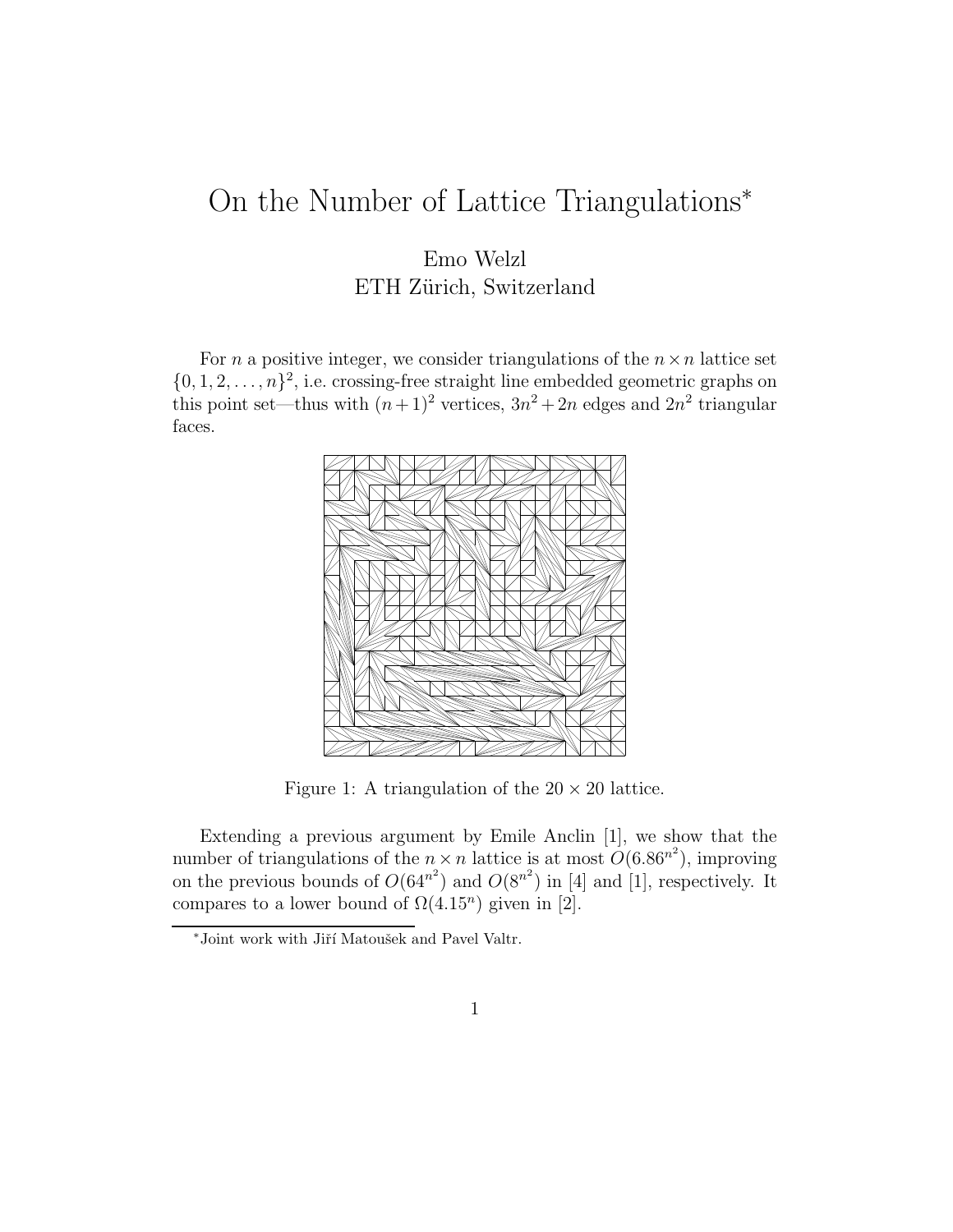# On the Number of Lattice Triangulations*

Emo Welzl
ETH Zürich, Switzerland

For $n$ a positive integer, we consider triangulations of the $n \times n$ lattice set $\{0, 1, 2, \ldots, n\}^2$, i.e. crossing-free straight line embedded geometric graphs on this point set—thus with $(n+1)^2$ vertices, $3n^2 + 2n$ edges and $2n^2$ triangular faces.

Figure 1: A triangulation of the $20 \times 20$ lattice.

Extending a previous argument by Emile Anclin [1], we show that the number of triangulations of the $n \times n$ lattice is at most $O(6.86^{n^2})$, improving on the previous bounds of $O(64^{n^2})$ and $O(8^{n^2})$ in [4] and [1], respectively. It compares to a lower bound of $\Omega(4.15^n)$ given in [2].

*Joint work with Jiří Matoušek and Pavel Valtr.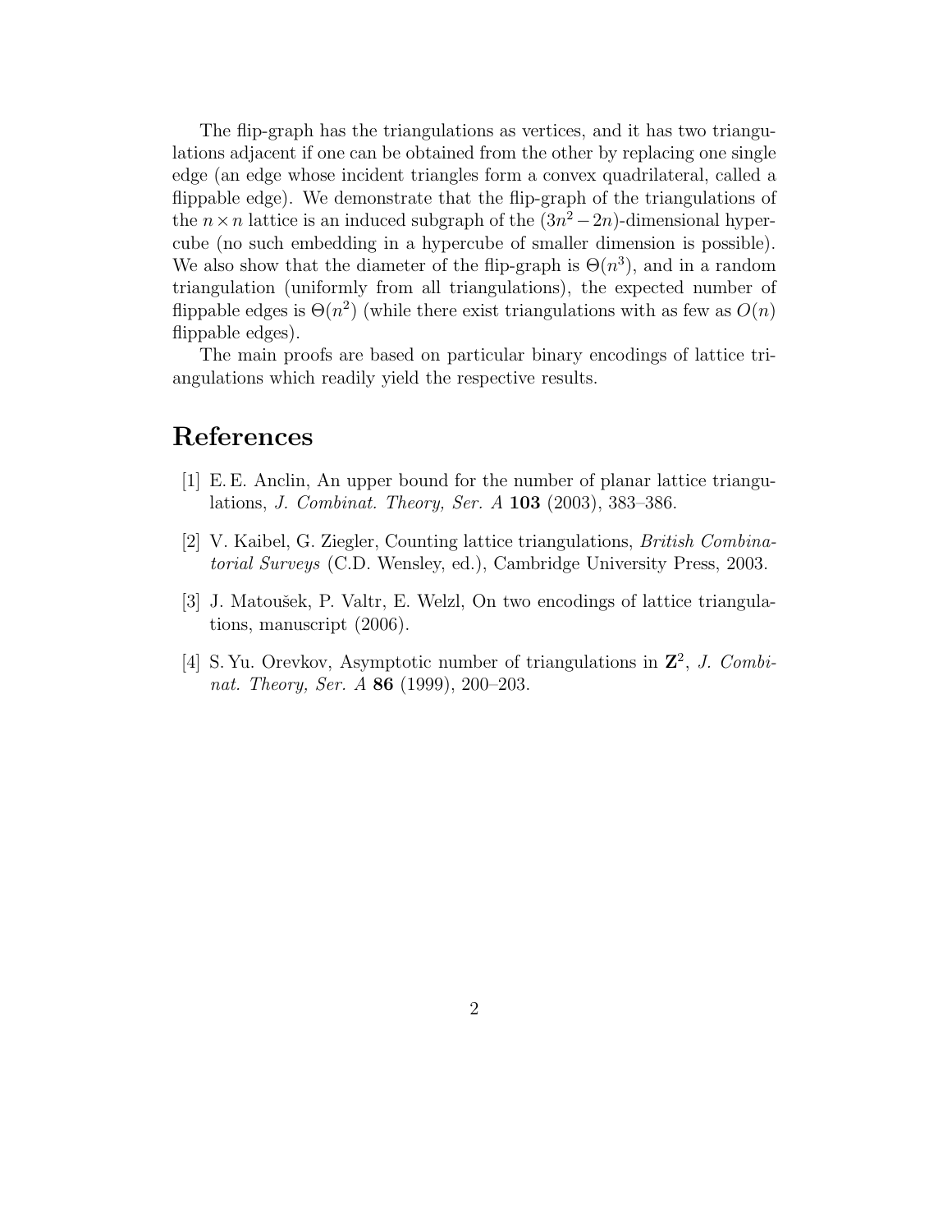The flip-graph has the triangulations as vertices, and it has two triangulations adjacent if one can be obtained from the other by replacing one single edge (an edge whose incident triangles form a convex quadrilateral, called a flippable edge). We demonstrate that the flip-graph of the triangulations of the $n \times n$ lattice is an induced subgraph of the $(3n^2 - 2n)$-dimensional hypercube (no such embedding in a hypercube of smaller dimension is possible). We also show that the diameter of the flip-graph is $\Theta(n^3)$, and in a random triangulation (uniformly from all triangulations), the expected number of flippable edges is $\Theta(n^2)$ (while there exist triangulations with as few as $O(n)$ flippable edges).

The main proofs are based on particular binary encodings of lattice triangulations which readily yield the respective results.

# References

[1] E. E. Anclin, An upper bound for the number of planar lattice triangulations, *J. Combinat. Theory, Ser. A* **103** (2003), 383–386.

[2] V. Kaibel, G. Ziegler, Counting lattice triangulations, *British Combinatorial Surveys* (C.D. Wensley, ed.), Cambridge University Press, 2003.

[3] J. Matoušek, P. Valtr, E. Welzl, On two encodings of lattice triangulations, manuscript (2006).

[4] S. Yu. Orevkov, Asymptotic number of triangulations in $\mathbf{Z}^2$, *J. Combinat. Theory, Ser. A* **86** (1999), 200–203.